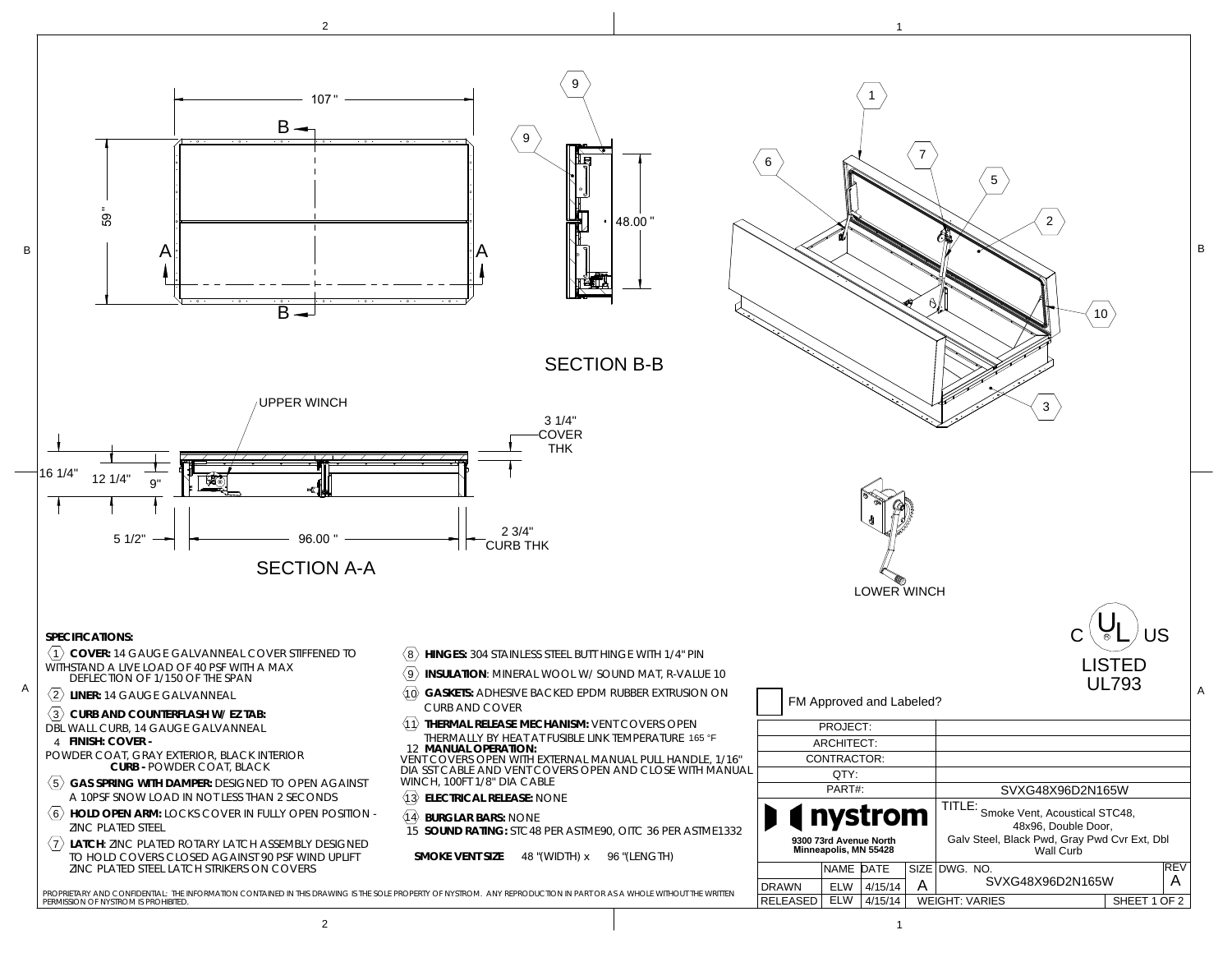SECTION B-B

SECTION A-A

UPPER WINCH

LOWER WINCH

107 "

59 "

48.00 "

3 1/4" COVER THK

16 1/4"

12 1/4"

9"

5 1/2"

96.00 "

2 3/4" CURB THK

**SPECIFICATIONS:**

1. **COVER:** 14 GAUGE GALVANNEAL COVER STIFFENED TO WITHSTAND A LIVE LOAD OF 40 PSF WITH A MAX DEFLECTION OF 1/150 OF THE SPAN
2. **LINER:** 14 GAUGE GALVANNEAL
3. **CURB AND COUNTERFLASH W/ EZ TAB:** DBL WALL CURB, 14 GAUGE GALVANNEAL
4. **FINISH: COVER -** POWDER COAT, GRAY EXTERIOR, BLACK INTERIOR **CURB -** POWDER COAT, BLACK
5. **GAS SPRING WITH DAMPER:** DESIGNED TO OPEN AGAINST A 10PSF SNOW LOAD IN NOT LESS THAN 2 SECONDS
6. **HOLD OPEN ARM:** LOCKS COVER IN FULLY OPEN POSITION - ZINC PLATED STEEL
7. **LATCH:** ZINC PLATED ROTARY LATCH ASSEMBLY DESIGNED TO HOLD COVERS CLOSED AGAINST 90 PSF WIND UPLIFT ZINC PLATED STEEL LATCH STRIKERS ON COVERS
8. **HINGES:** 304 STAINLESS STEEL BUTT HINGE WITH 1/4" PIN
9. **INSULATION**: MINERAL WOOL W/ SOUND MAT, R-VALUE 10
10. **GASKETS:** ADHESIVE BACKED EPDM RUBBER EXTRUSION ON CURB AND COVER
11. **THERMAL RELEASE MECHANISM:** VENT COVERS OPEN THERMALLY BY HEAT AT FUSIBLE LINK TEMPERATURE 165 °F
12. **MANUAL OPERATION:** VENT COVERS OPEN WITH EXTERNAL MANUAL PULL HANDLE, 1/16" DIA SST CABLE AND VENT COVERS OPEN AND CLOSE WITH MANUAL WINCH, 100FT 1/8" DIA CABLE
13. **ELECTRICAL RELEASE:** NONE
14. **BURGLAR BARS:** NONE
15. **SOUND RATING:** STC 48 PER ASTME90, OITC 36 PER ASTME1332

**SMOKE VENT SIZE** 48 "(WIDTH) x 96 "(LENGTH)

PROPRIETARY AND CONFIDENTIAL: THE INFORMATION CONTAINED IN THIS DRAWING IS THE SOLE PROPERTY OF NYSTROM. ANY REPRODUCTION IN PART OR AS A WHOLE WITHOUT THE WRITTEN PERMISSION OF NYSTROM IS PROHIBITED.

C UL US LISTED UL793

☐ FM Approved and Labeled?

| | |
|---|---|
| PROJECT: | |
| ARCHITECT: | |
| CONTRACTOR: | |
| QTY: | |
| PART#: | SVXG48X96D2N165W |

**nystrom**
9300 73rd Avenue North
Minneapolis, MN 55428

TITLE: Smoke Vent, Acoustical STC48, 48x96, Double Door, Galv Steel, Black Pwd, Gray Pwd Cvr Ext, Dbl Wall Curb

| | NAME | DATE | SIZE | DWG. NO. | REV |
|---|---|---|---|---|---|
| DRAWN | ELW | 4/15/14 | A | SVXG48X96D2N165W | A |
| RELEASED | ELW | 4/15/14 | WEIGHT: VARIES | | SHEET 1 OF 2 |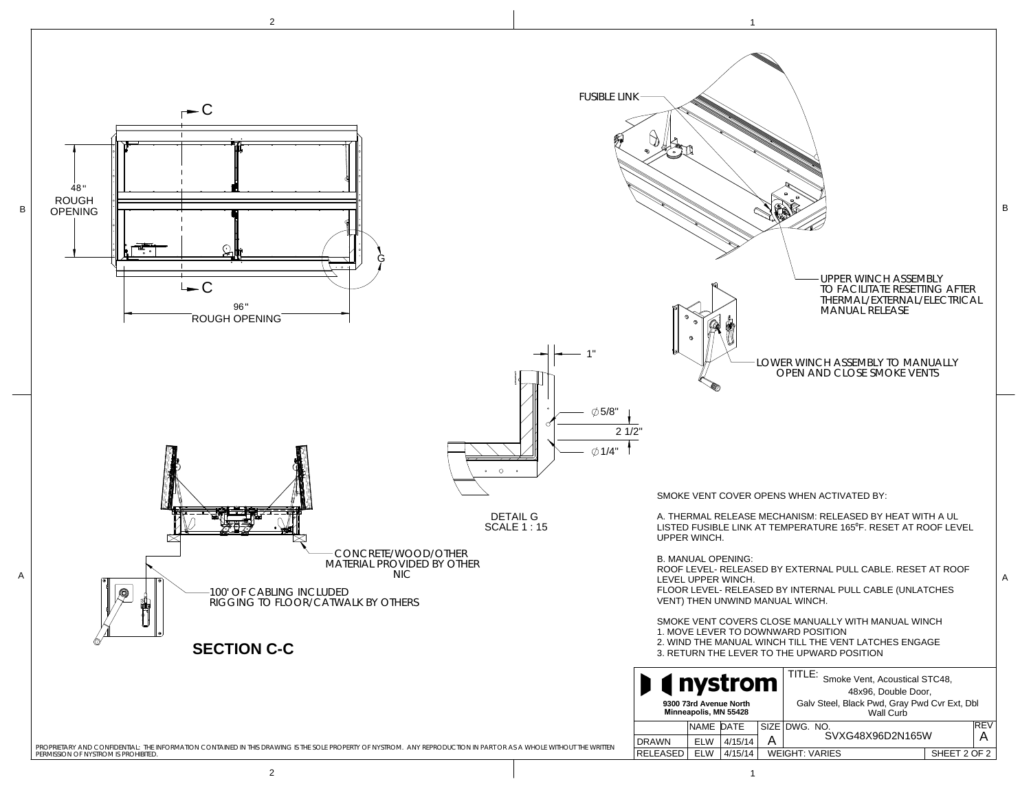C

48"
ROUGH
OPENING

G

C

96"
ROUGH OPENING

FUSIBLE LINK

UPPER WINCH ASSEMBLY
TO FACILITATE RESETTING AFTER
THERMAL/EXTERNAL/ELECTRICAL
MANUAL RELEASE

LOWER WINCH ASSEMBLY TO MANUALLY
OPEN AND CLOSE SMOKE VENTS

1"

∅5/8"

2 1/2"

∅1/4"

DETAIL G
SCALE 1 : 15

CONCRETE/WOOD/OTHER
MATERIAL PROVIDED BY OTHER
NIC

100' OF CABLING INCLUDED
RIGGING TO FLOOR/CATWALK BY OTHERS

**SECTION C-C**

SMOKE VENT COVER OPENS WHEN ACTIVATED BY:

A. THERMAL RELEASE MECHANISM: RELEASED BY HEAT WITH A UL LISTED FUSIBLE LINK AT TEMPERATURE 165°F. RESET AT ROOF LEVEL UPPER WINCH.

B. MANUAL OPENING:
ROOF LEVEL- RELEASED BY EXTERNAL PULL CABLE. RESET AT ROOF LEVEL UPPER WINCH.
FLOOR LEVEL- RELEASED BY INTERNAL PULL CABLE (UNLATCHES VENT) THEN UNWIND MANUAL WINCH.

SMOKE VENT COVERS CLOSE MANUALLY WITH MANUAL WINCH
1. MOVE LEVER TO DOWNWARD POSITION
2. WIND THE MANUAL WINCH TILL THE VENT LATCHES ENGAGE
3. RETURN THE LEVER TO THE UPWARD POSITION

| nystrom 9300 73rd Avenue North Minneapolis, MN 55428 | | | | TITLE: Smoke Vent, Acoustical STC48, 48x96, Double Door, Galv Steel, Black Pwd, Gray Pwd Cvr Ext, Dbl Wall Curb | | |
|---|---|---|---|---|---|---|
| | NAME | DATE | SIZE | DWG. NO. SVXG48X96D2N165W | | REV |
| DRAWN | ELW | 4/15/14 | A | | | A |
| RELEASED | ELW | 4/15/14 | WEIGHT: VARIES | | SHEET 2 OF 2 | |

PROPRIETARY AND CONFIDENTIAL: THE INFORMATION CONTAINED IN THIS DRAWING IS THE SOLE PROPERTY OF NYSTROM. ANY REPRODUCTION IN PART OR AS A WHOLE WITHOUT THE WRITTEN PERMISSION OF NYSTROM IS PROHIBITED.